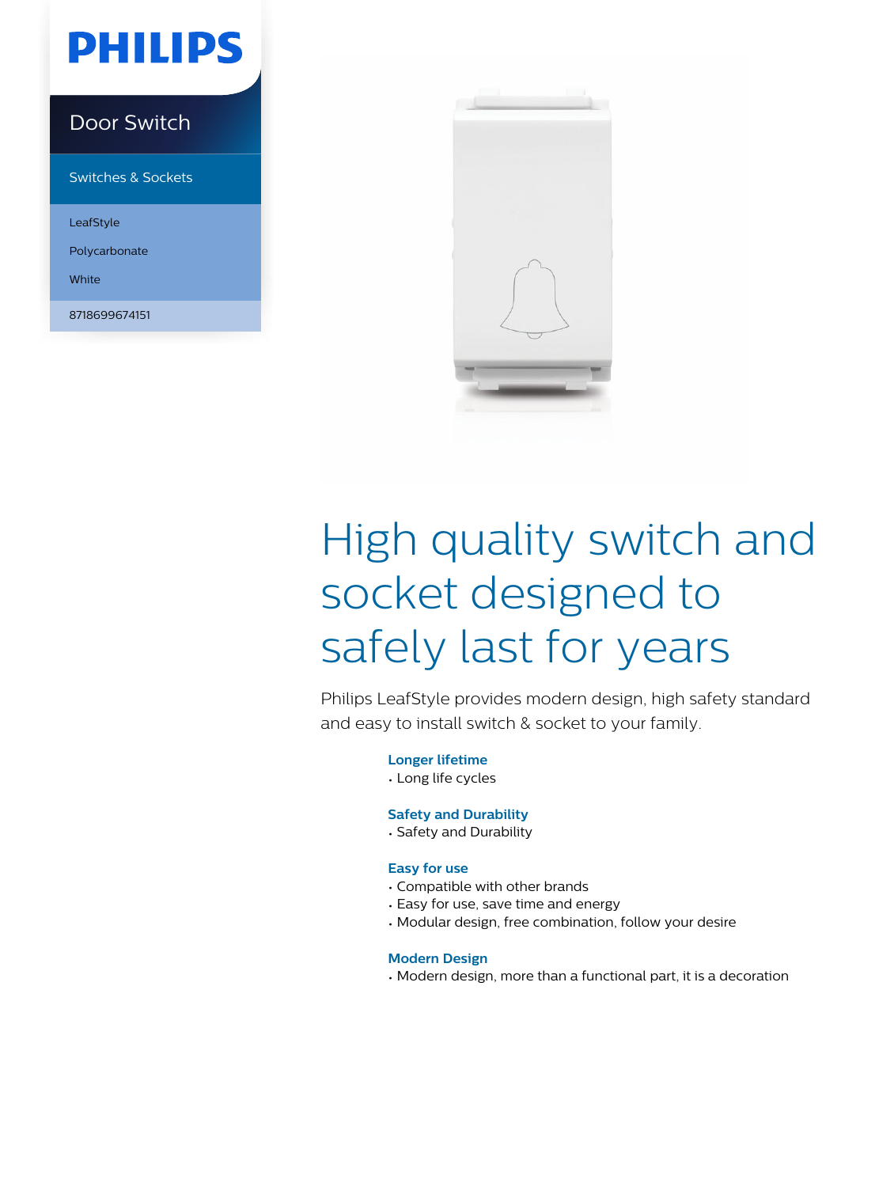PHILIPS

# Door Switch

Switches & Sockets

LeafStyle

Polycarbonate

White

8718699674151

# High quality switch and socket designed to safely last for years

Philips LeafStyle provides modern design, high safety standard and easy to install switch & socket to your family.

**Longer lifetime**
- Long life cycles

**Safety and Durability**
- Safety and Durability

**Easy for use**
- Compatible with other brands
- Easy for use, save time and energy
- Modular design, free combination, follow your desire

**Modern Design**
- Modern design, more than a functional part, it is a decoration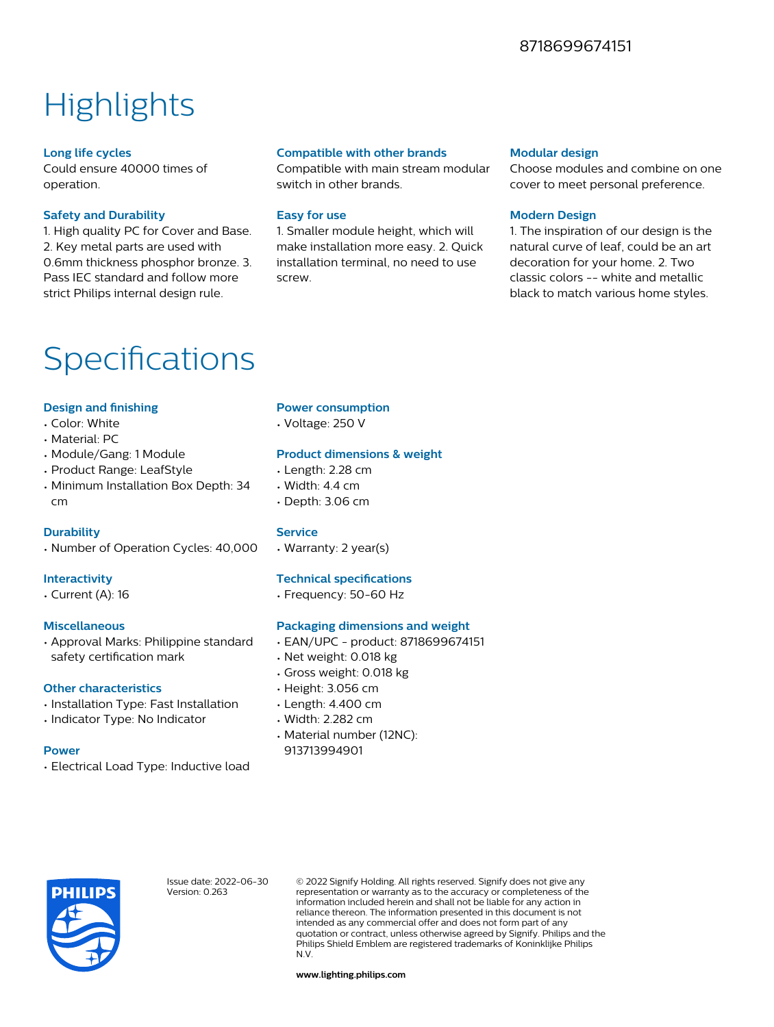8718699674151

# Highlights

### Long life cycles

Could ensure 40000 times of operation.

### Safety and Durability

1. High quality PC for Cover and Base. 2. Key metal parts are used with 0.6mm thickness phosphor bronze. 3. Pass IEC standard and follow more strict Philips internal design rule.

### Compatible with other brands

Compatible with main stream modular switch in other brands.

### Easy for use

1. Smaller module height, which will make installation more easy. 2. Quick installation terminal, no need to use screw.

### Modular design

Choose modules and combine on one cover to meet personal preference.

### Modern Design

1. The inspiration of our design is the natural curve of leaf, could be an art decoration for your home. 2. Two classic colors -- white and metallic black to match various home styles.

# Specifications

### Design and finishing

- Color: White
- Material: PC
- Module/Gang: 1 Module
- Product Range: LeafStyle
- Minimum Installation Box Depth: 34 cm

### Durability

- Number of Operation Cycles: 40,000

### Interactivity

- Current (A): 16

### Miscellaneous

- Approval Marks: Philippine standard safety certification mark

### Other characteristics

- Installation Type: Fast Installation
- Indicator Type: No Indicator

### Power

- Electrical Load Type: Inductive load

### Power consumption

- Voltage: 250 V

### Product dimensions & weight

- Length: 2.28 cm
- Width: 4.4 cm
- Depth: 3.06 cm

### Service

- Warranty: 2 year(s)

### Technical specifications

- Frequency: 50-60 Hz

### Packaging dimensions and weight

- EAN/UPC - product: 8718699674151
- Net weight: 0.018 kg
- Gross weight: 0.018 kg
- Height: 3.056 cm
- Length: 4.400 cm
- Width: 2.282 cm
- Material number (12NC): 913713994901

Issue date: 2022-06-30
Version: 0.263

© 2022 Signify Holding. All rights reserved. Signify does not give any representation or warranty as to the accuracy or completeness of the information included herein and shall not be liable for any action in reliance thereon. The information presented in this document is not intended as any commercial offer and does not form part of any quotation or contract, unless otherwise agreed by Signify. Philips and the Philips Shield Emblem are registered trademarks of Koninklijke Philips N.V.

**www.lighting.philips.com**